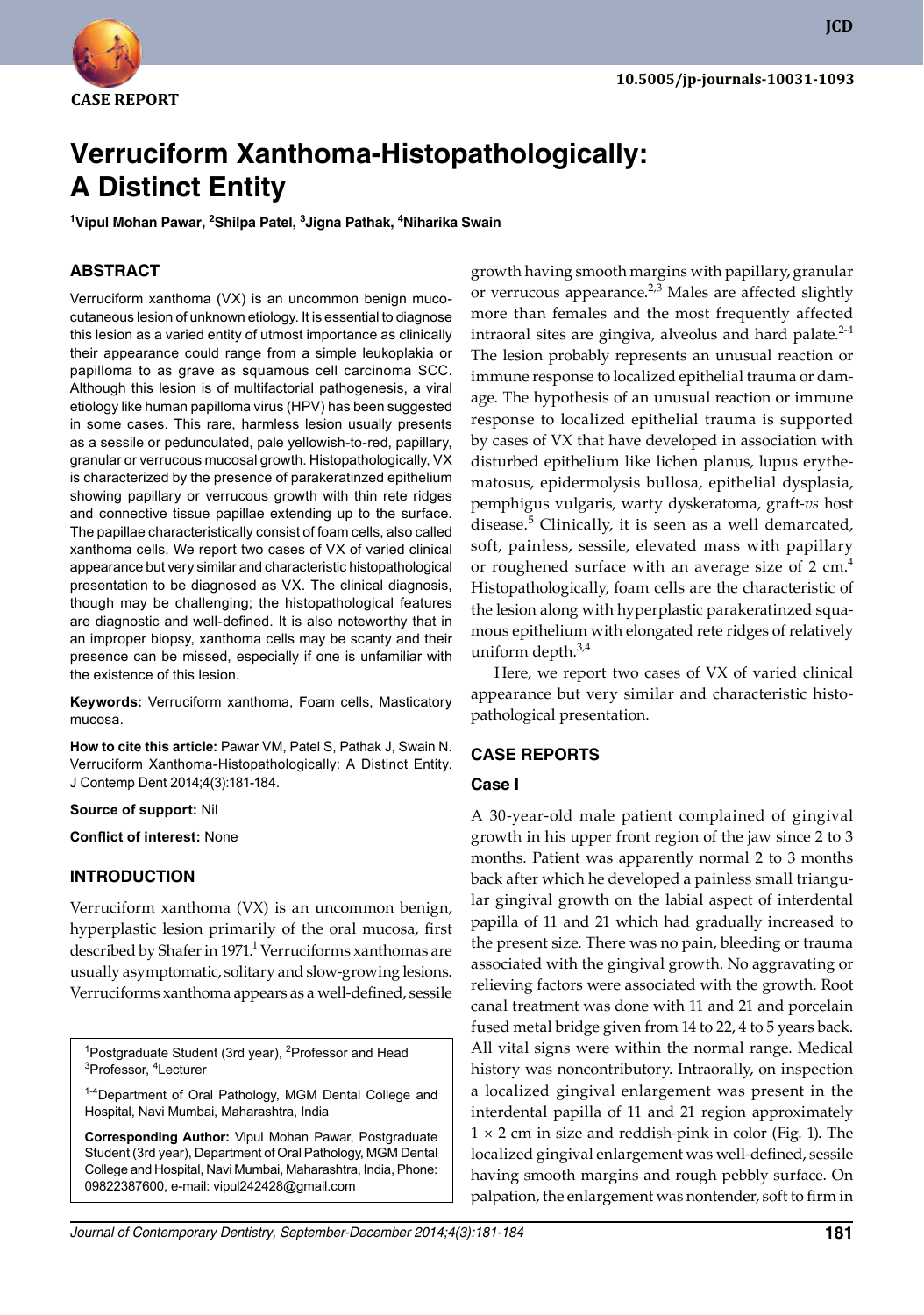CASE REPORT

10.5005/jp-journals-10031-1093

# Verruciform Xanthoma-Histopathologically: A Distinct Entity

[1]Vipul Mohan Pawar, [2]Shilpa Patel, [3]Jigna Pathak, [4]Niharika Swain

## ABSTRACT

Verruciform xanthoma (VX) is an uncommon benign mucocutaneous lesion of unknown etiology. It is essential to diagnose this lesion as a varied entity of utmost importance as clinically their appearance could range from a simple leukoplakia or papilloma to as grave as squamous cell carcinoma SCC. Although this lesion is of multifactorial pathogenesis, a viral etiology like human papilloma virus (HPV) has been suggested in some cases. This rare, harmless lesion usually presents as a sessile or pedunculated, pale yellowish-to-red, papillary, granular or verrucous mucosal growth. Histopathologically, VX is characterized by the presence of parakeratinzed epithelium showing papillary or verrucous growth with thin rete ridges and connective tissue papillae extending up to the surface. The papillae characteristically consist of foam cells, also called xanthoma cells. We report two cases of VX of varied clinical appearance but very similar and characteristic histopathological presentation to be diagnosed as VX. The clinical diagnosis, though may be challenging; the histopathological features are diagnostic and well-defined. It is also noteworthy that in an improper biopsy, xanthoma cells may be scanty and their presence can be missed, especially if one is unfamiliar with the existence of this lesion.

**Keywords:** Verruciform xanthoma, Foam cells, Masticatory mucosa.

**How to cite this article:** Pawar VM, Patel S, Pathak J, Swain N. Verruciform Xanthoma-Histopathologically: A Distinct Entity. J Contemp Dent 2014;4(3):181-184.

**Source of support:** Nil

**Conflict of interest:** None

## INTRODUCTION

Verruciform xanthoma (VX) is an uncommon benign, hyperplastic lesion primarily of the oral mucosa, first described by Shafer in 1971.[1] Verruciforms xanthomas are usually asymptomatic, solitary and slow-growing lesions. Verruciforms xanthoma appears as a well-defined, sessile growth having smooth margins with papillary, granular or verrucous appearance.[2,3] Males are affected slightly more than females and the most frequently affected intraoral sites are gingiva, alveolus and hard palate.[2-4] The lesion probably represents an unusual reaction or immune response to localized epithelial trauma or damage. The hypothesis of an unusual reaction or immune response to localized epithelial trauma is supported by cases of VX that have developed in association with disturbed epithelium like lichen planus, lupus erythematosus, epidermolysis bullosa, epithelial dysplasia, pemphigus vulgaris, warty dyskeratoma, graft-*vs* host disease.[5] Clinically, it is seen as a well demarcated, soft, painless, sessile, elevated mass with papillary or roughened surface with an average size of 2 cm.[4] Histopathologically, foam cells are the characteristic of the lesion along with hyperplastic parakeratinzed squamous epithelium with elongated rete ridges of relatively uniform depth.[3,4]

Here, we report two cases of VX of varied clinical appearance but very similar and characteristic histopathological presentation.

## CASE REPORTS

### Case I

A 30-year-old male patient complained of gingival growth in his upper front region of the jaw since 2 to 3 months. Patient was apparently normal 2 to 3 months back after which he developed a painless small triangular gingival growth on the labial aspect of interdental papilla of 11 and 21 which had gradually increased to the present size. There was no pain, bleeding or trauma associated with the gingival growth. No aggravating or relieving factors were associated with the growth. Root canal treatment was done with 11 and 21 and porcelain fused metal bridge given from 14 to 22, 4 to 5 years back. All vital signs were within the normal range. Medical history was noncontributory. Intraorally, on inspection a localized gingival enlargement was present in the interdental papilla of 11 and 21 region approximately 1 × 2 cm in size and reddish-pink in color (Fig. 1). The localized gingival enlargement was well-defined, sessile having smooth margins and rough pebbly surface. On palpation, the enlargement was nontender, soft to firm in

---

[1]Postgraduate Student (3rd year), [2]Professor and Head
[3]Professor, [4]Lecturer

[1-4]Department of Oral Pathology, MGM Dental College and Hospital, Navi Mumbai, Maharashtra, India

**Corresponding Author:** Vipul Mohan Pawar, Postgraduate Student (3rd year), Department of Oral Pathology, MGM Dental College and Hospital, Navi Mumbai, Maharashtra, India, Phone: 09822387600, e-mail: vipul242428@gmail.com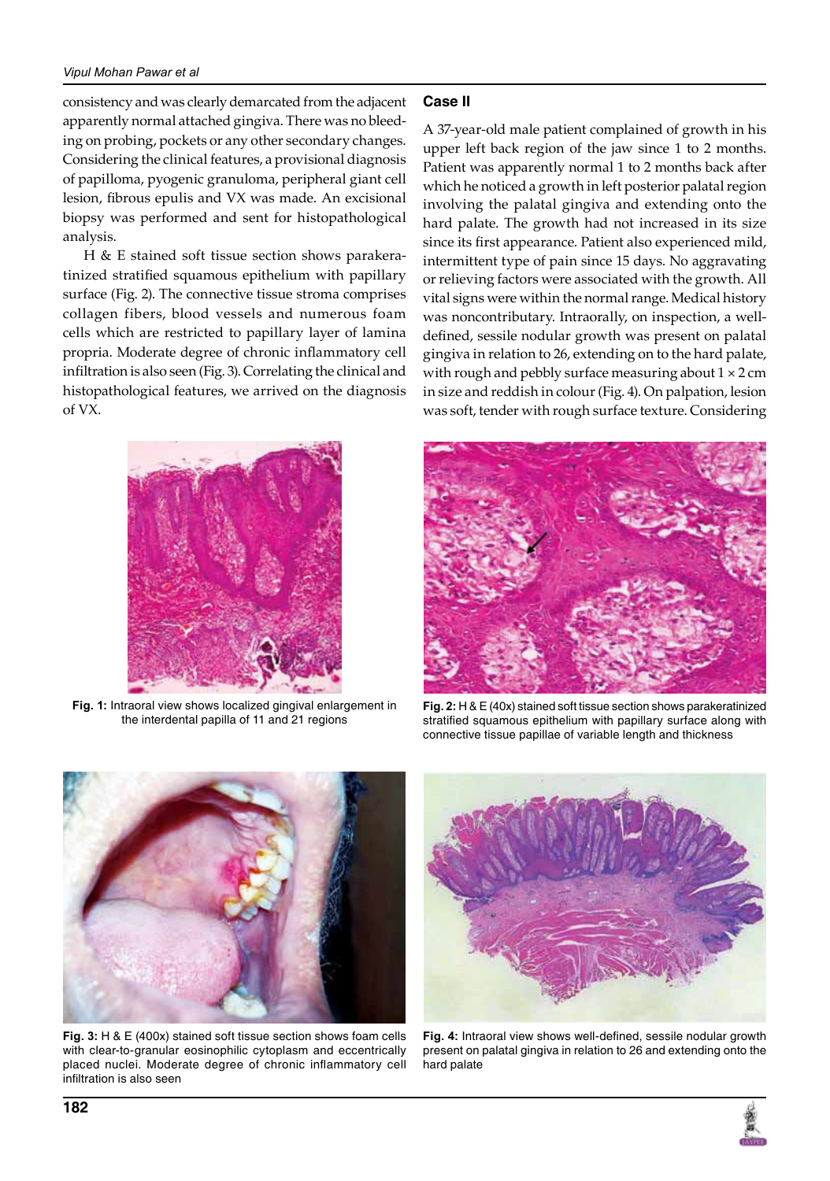consistency and was clearly demarcated from the adjacent apparently normal attached gingiva. There was no bleeding on probing, pockets or any other secondary changes. Considering the clinical features, a provisional diagnosis of papilloma, pyogenic granuloma, peripheral giant cell lesion, fibrous epulis and VX was made. An excisional biopsy was performed and sent for histopathological analysis.

H & E stained soft tissue section shows parakeratinized stratified squamous epithelium with papillary surface (Fig. 2). The connective tissue stroma comprises collagen fibers, blood vessels and numerous foam cells which are restricted to papillary layer of lamina propria. Moderate degree of chronic inflammatory cell infiltration is also seen (Fig. 3). Correlating the clinical and histopathological features, we arrived on the diagnosis of VX.

## Case II

A 37-year-old male patient complained of growth in his upper left back region of the jaw since 1 to 2 months. Patient was apparently normal 1 to 2 months back after which he noticed a growth in left posterior palatal region involving the palatal gingiva and extending onto the hard palate. The growth had not increased in its size since its first appearance. Patient also experienced mild, intermittent type of pain since 15 days. No aggravating or relieving factors were associated with the growth. All vital signs were within the normal range. Medical history was noncontributary. Intraorally, on inspection, a well-defined, sessile nodular growth was present on palatal gingiva in relation to 26, extending on to the hard palate, with rough and pebbly surface measuring about 1 × 2 cm in size and reddish in colour (Fig. 4). On palpation, lesion was soft, tender with rough surface texture. Considering

**Fig. 1:** Intraoral view shows localized gingival enlargement in the interdental papilla of 11 and 21 regions

**Fig. 2:** H & E (40x) stained soft tissue section shows parakeratinized stratified squamous epithelium with papillary surface along with connective tissue papillae of variable length and thickness

**Fig. 3:** H & E (400x) stained soft tissue section shows foam cells with clear-to-granular eosinophilic cytoplasm and eccentrically placed nuclei. Moderate degree of chronic inflammatory cell infiltration is also seen

**Fig. 4:** Intraoral view shows well-defined, sessile nodular growth present on palatal gingiva in relation to 26 and extending onto the hard palate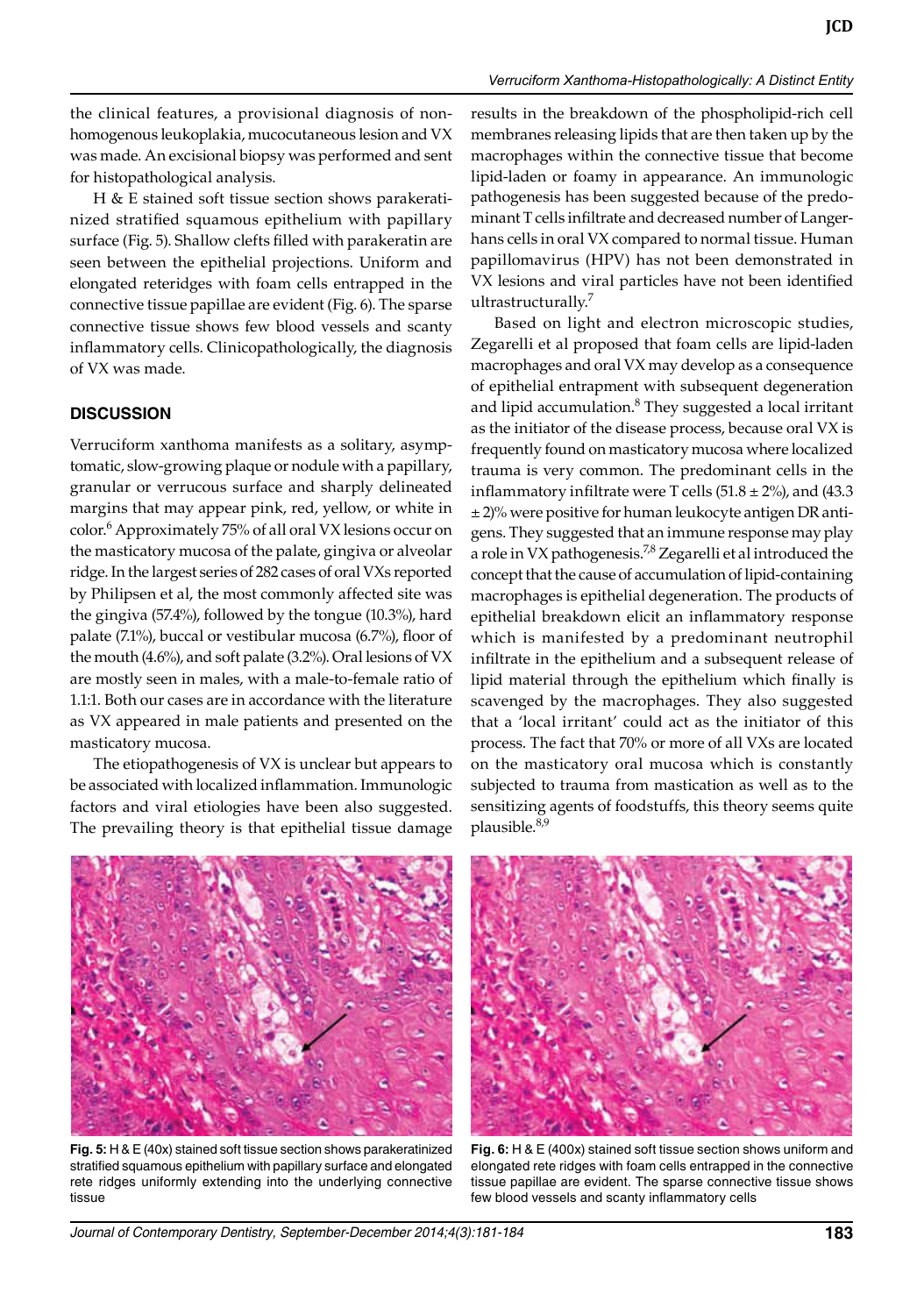the clinical features, a provisional diagnosis of nonhomogenous leukoplakia, mucocutaneous lesion and VX was made. An excisional biopsy was performed and sent for histopathological analysis.

H & E stained soft tissue section shows parakeratinized stratified squamous epithelium with papillary surface (Fig. 5). Shallow clefts filled with parakeratin are seen between the epithelial projections. Uniform and elongated reteridges with foam cells entrapped in the connective tissue papillae are evident (Fig. 6). The sparse connective tissue shows few blood vessels and scanty inflammatory cells. Clinicopathologically, the diagnosis of VX was made.

## DISCUSSION

Verruciform xanthoma manifests as a solitary, asymptomatic, slow-growing plaque or nodule with a papillary, granular or verrucous surface and sharply delineated margins that may appear pink, red, yellow, or white in color.[6] Approximately 75% of all oral VX lesions occur on the masticatory mucosa of the palate, gingiva or alveolar ridge. In the largest series of 282 cases of oral VXs reported by Philipsen et al, the most commonly affected site was the gingiva (57.4%), followed by the tongue (10.3%), hard palate (7.1%), buccal or vestibular mucosa (6.7%), floor of the mouth (4.6%), and soft palate (3.2%). Oral lesions of VX are mostly seen in males, with a male-to-female ratio of 1.1:1. Both our cases are in accordance with the literature as VX appeared in male patients and presented on the masticatory mucosa.

The etiopathogenesis of VX is unclear but appears to be associated with localized inflammation. Immunologic factors and viral etiologies have been also suggested. The prevailing theory is that epithelial tissue damage results in the breakdown of the phospholipid-rich cell membranes releasing lipids that are then taken up by the macrophages within the connective tissue that become lipid-laden or foamy in appearance. An immunologic pathogenesis has been suggested because of the predominant T cells infiltrate and decreased number of Langerhans cells in oral VX compared to normal tissue. Human papillomavirus (HPV) has not been demonstrated in VX lesions and viral particles have not been identified ultrastructurally.[7]

Based on light and electron microscopic studies, Zegarelli et al proposed that foam cells are lipid-laden macrophages and oral VX may develop as a consequence of epithelial entrapment with subsequent degeneration and lipid accumulation.[8] They suggested a local irritant as the initiator of the disease process, because oral VX is frequently found on masticatory mucosa where localized trauma is very common. The predominant cells in the inflammatory infiltrate were T cells ($51.8 \pm 2$%), and ($43.3 \pm 2$)% were positive for human leukocyte antigen DR antigens. They suggested that an immune response may play a role in VX pathogenesis.[7,8] Zegarelli et al introduced the concept that the cause of accumulation of lipid-containing macrophages is epithelial degeneration. The products of epithelial breakdown elicit an inflammatory response which is manifested by a predominant neutrophil infiltrate in the epithelium and a subsequent release of lipid material through the epithelium which finally is scavenged by the macrophages. They also suggested that a 'local irritant' could act as the initiator of this process. The fact that 70% or more of all VXs are located on the masticatory oral mucosa which is constantly subjected to trauma from mastication as well as to the sensitizing agents of foodstuffs, this theory seems quite plausible.[8,9]

**Fig. 5:** H & E (40x) stained soft tissue section shows parakeratinized stratified squamous epithelium with papillary surface and elongated rete ridges uniformly extending into the underlying connective tissue

**Fig. 6:** H & E (400x) stained soft tissue section shows uniform and elongated rete ridges with foam cells entrapped in the connective tissue papillae are evident. The sparse connective tissue shows few blood vessels and scanty inflammatory cells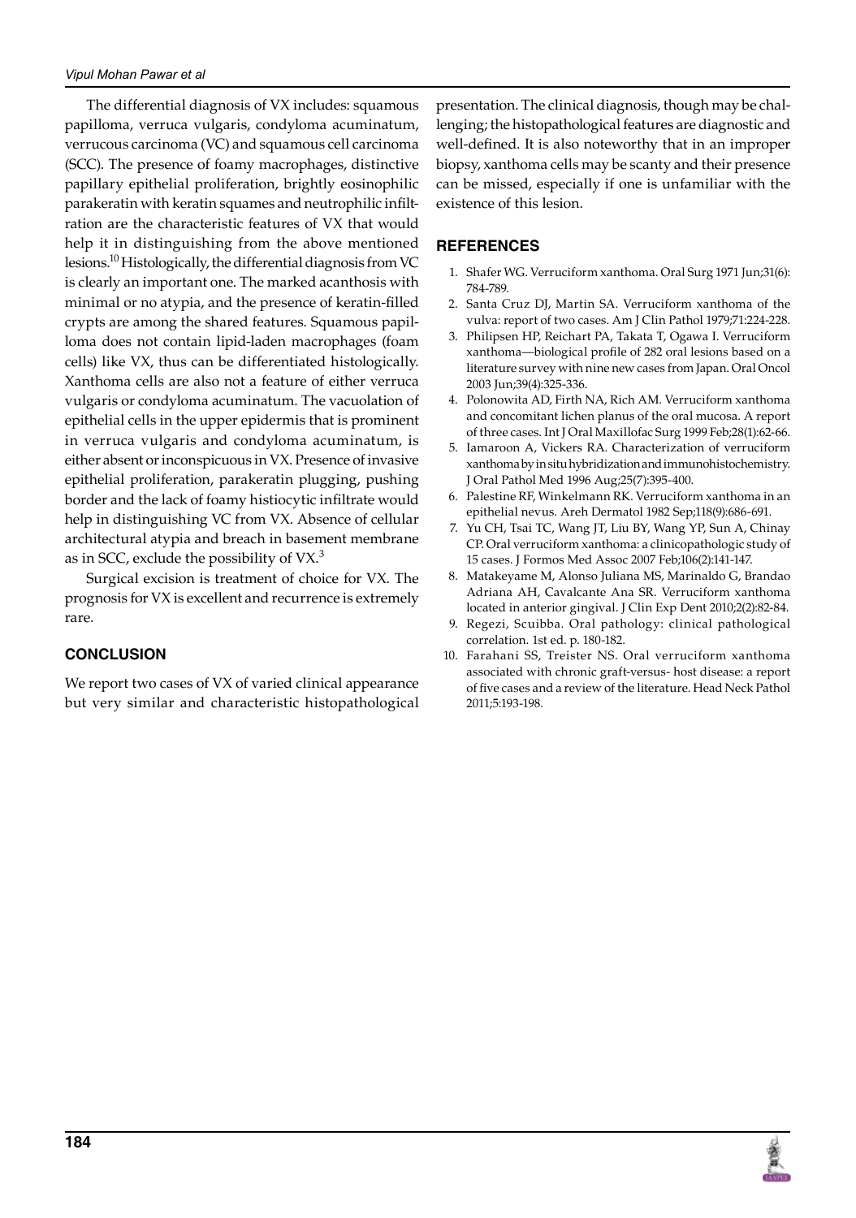The differential diagnosis of VX includes: squamous papilloma, verruca vulgaris, condyloma acuminatum, verrucous carcinoma (VC) and squamous cell carcinoma (SCC). The presence of foamy macrophages, distinctive papillary epithelial proliferation, brightly eosinophilic parakeratin with keratin squames and neutrophilic infiltration are the characteristic features of VX that would help it in distinguishing from the above mentioned lesions.[10] Histologically, the differential diagnosis from VC is clearly an important one. The marked acanthosis with minimal or no atypia, and the presence of keratin-filled crypts are among the shared features. Squamous papilloma does not contain lipid-laden macrophages (foam cells) like VX, thus can be differentiated histologically. Xanthoma cells are also not a feature of either verruca vulgaris or condyloma acuminatum. The vacuolation of epithelial cells in the upper epidermis that is prominent in verruca vulgaris and condyloma acuminatum, is either absent or inconspicuous in VX. Presence of invasive epithelial proliferation, parakeratin plugging, pushing border and the lack of foamy histiocytic infiltrate would help in distinguishing VC from VX. Absence of cellular architectural atypia and breach in basement membrane as in SCC, exclude the possibility of VX.[3]

Surgical excision is treatment of choice for VX. The prognosis for VX is excellent and recurrence is extremely rare.

## CONCLUSION

We report two cases of VX of varied clinical appearance but very similar and characteristic histopathological presentation. The clinical diagnosis, though may be challenging; the histopathological features are diagnostic and well-defined. It is also noteworthy that in an improper biopsy, xanthoma cells may be scanty and their presence can be missed, especially if one is unfamiliar with the existence of this lesion.

## REFERENCES

1. Shafer WG. Verruciform xanthoma. Oral Surg 1971 Jun;31(6): 784-789.
2. Santa Cruz DJ, Martin SA. Verruciform xanthoma of the vulva: report of two cases. Am J Clin Pathol 1979;71:224-228.
3. Philipsen HP, Reichart PA, Takata T, Ogawa I. Verruciform xanthoma—biological profile of 282 oral lesions based on a literature survey with nine new cases from Japan. Oral Oncol 2003 Jun;39(4):325-336.
4. Polonowita AD, Firth NA, Rich AM. Verruciform xanthoma and concomitant lichen planus of the oral mucosa. A report of three cases. Int J Oral Maxillofac Surg 1999 Feb;28(1):62-66.
5. Iamaroon A, Vickers RA. Characterization of verruciform xanthoma by in situ hybridization and immunohistochemistry. J Oral Pathol Med 1996 Aug;25(7):395-400.
6. Palestine RF, Winkelmann RK. Verruciform xanthoma in an epithelial nevus. Areh Dermatol 1982 Sep;118(9):686-691.
7. Yu CH, Tsai TC, Wang JT, Liu BY, Wang YP, Sun A, Chinay CP. Oral verruciform xanthoma: a clinicopathologic study of 15 cases. J Formos Med Assoc 2007 Feb;106(2):141-147.
8. Matakeyame M, Alonso Juliana MS, Marinaldo G, Brandao Adriana AH, Cavalcante Ana SR. Verruciform xanthoma located in anterior gingival. J Clin Exp Dent 2010;2(2):82-84.
9. Regezi, Scuibba. Oral pathology: clinical pathological correlation. 1st ed. p. 180-182.
10. Farahani SS, Treister NS. Oral verruciform xanthoma associated with chronic graft-versus- host disease: a report of five cases and a review of the literature. Head Neck Pathol 2011;5:193-198.